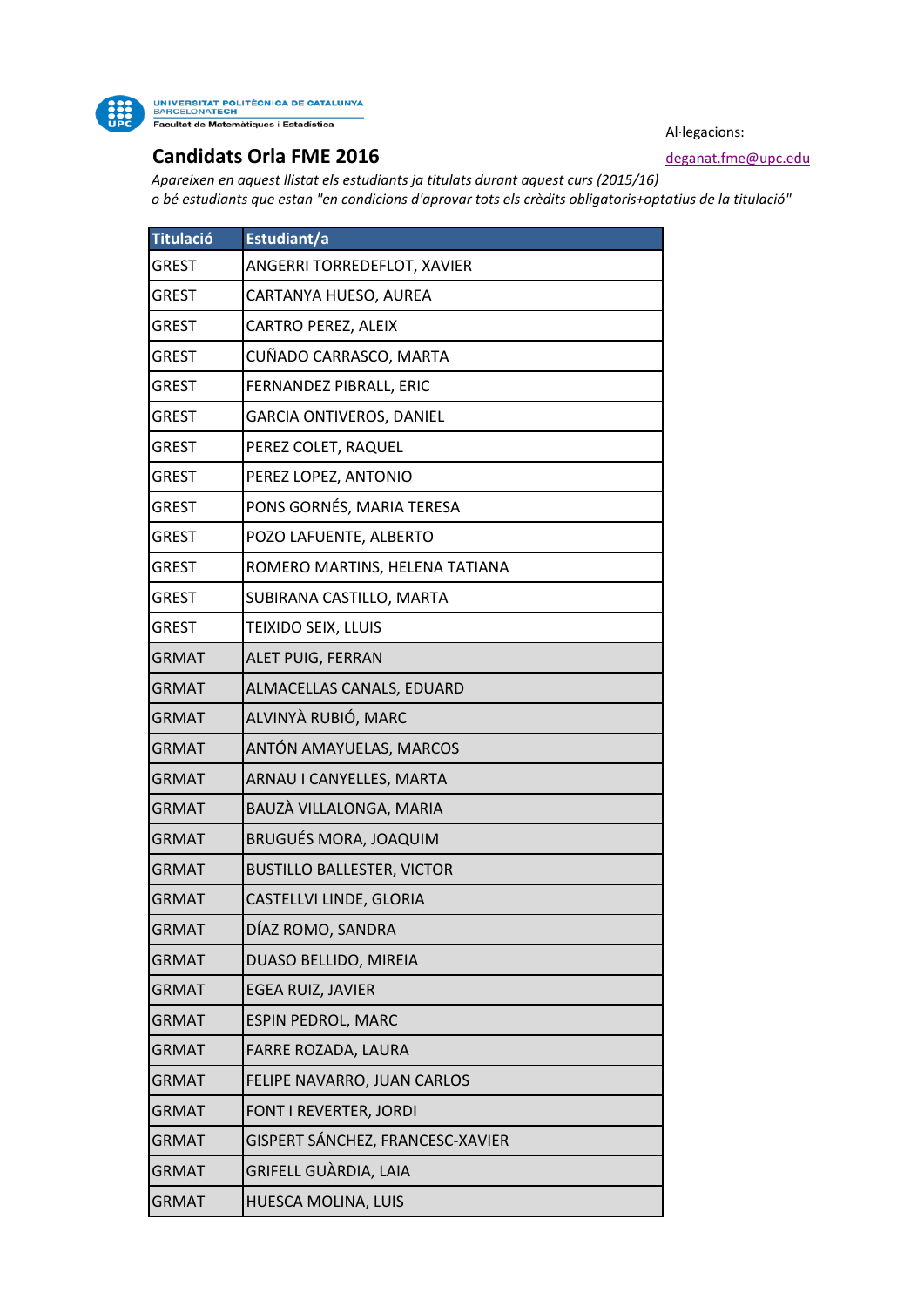UNIVERSITAT POLITÈCNICA DE CATALUNYA
BARCELONATECH
Facultat de Matemàtiques i Estadística

Al·legacions:
deganat.fme@upc.edu

# Candidats Orla FME 2016

*Apareixen en aquest llistat els estudiants ja titulats durant aquest curs (2015/16)*
*o bé estudiants que estan "en condicions d'aprovar tots els crèdits obligatoris+optatius de la titulació"*

| Titulació | Estudiant/a |
| --- | --- |
| GREST | ANGERRI TORREDEFLOT, XAVIER |
| GREST | CARTANYA HUESO, AUREA |
| GREST | CARTRO PEREZ, ALEIX |
| GREST | CUÑADO CARRASCO, MARTA |
| GREST | FERNANDEZ PIBRALL, ERIC |
| GREST | GARCIA ONTIVEROS, DANIEL |
| GREST | PEREZ COLET, RAQUEL |
| GREST | PEREZ LOPEZ, ANTONIO |
| GREST | PONS GORNÉS, MARIA TERESA |
| GREST | POZO LAFUENTE, ALBERTO |
| GREST | ROMERO MARTINS, HELENA TATIANA |
| GREST | SUBIRANA CASTILLO, MARTA |
| GREST | TEIXIDO SEIX, LLUIS |
| GRMAT | ALET PUIG, FERRAN |
| GRMAT | ALMACELLAS CANALS, EDUARD |
| GRMAT | ALVINYÀ RUBIÓ, MARC |
| GRMAT | ANTÓN AMAYUELAS, MARCOS |
| GRMAT | ARNAU I CANYELLES, MARTA |
| GRMAT | BAUZÀ VILLALONGA, MARIA |
| GRMAT | BRUGUÉS MORA, JOAQUIM |
| GRMAT | BUSTILLO BALLESTER, VICTOR |
| GRMAT | CASTELLVI LINDE, GLORIA |
| GRMAT | DÍAZ ROMO, SANDRA |
| GRMAT | DUASO BELLIDO, MIREIA |
| GRMAT | EGEA RUIZ, JAVIER |
| GRMAT | ESPIN PEDROL, MARC |
| GRMAT | FARRE ROZADA, LAURA |
| GRMAT | FELIPE NAVARRO, JUAN CARLOS |
| GRMAT | FONT I REVERTER, JORDI |
| GRMAT | GISPERT SÁNCHEZ, FRANCESC-XAVIER |
| GRMAT | GRIFELL GUÀRDIA, LAIA |
| GRMAT | HUESCA MOLINA, LUIS |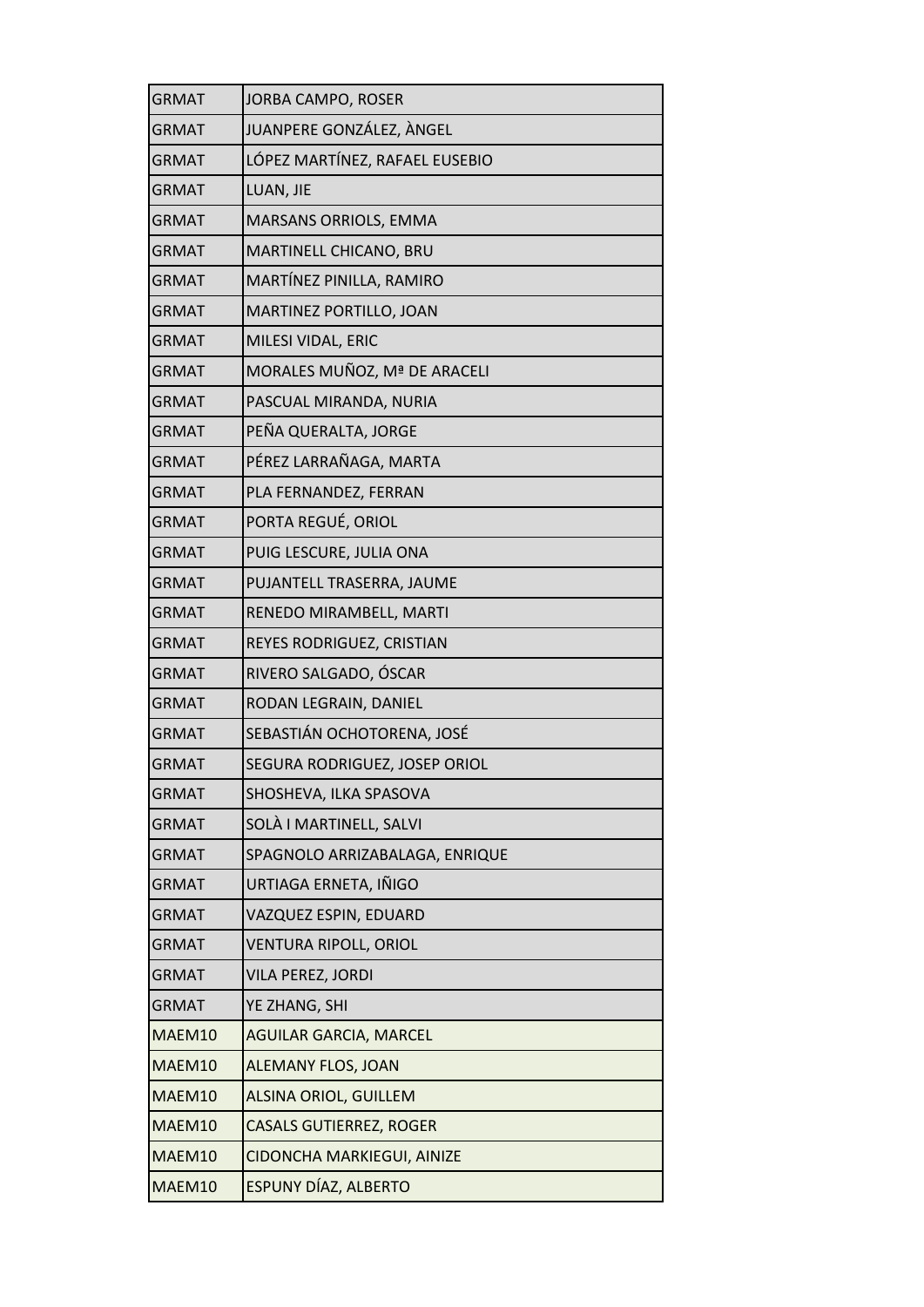| | |
|---|---|
| GRMAT | JORBA CAMPO, ROSER |
| GRMAT | JUANPERE GONZÁLEZ, ÀNGEL |
| GRMAT | LÓPEZ MARTÍNEZ, RAFAEL EUSEBIO |
| GRMAT | LUAN, JIE |
| GRMAT | MARSANS ORRIOLS, EMMA |
| GRMAT | MARTINELL CHICANO, BRU |
| GRMAT | MARTÍNEZ PINILLA, RAMIRO |
| GRMAT | MARTINEZ PORTILLO, JOAN |
| GRMAT | MILESI VIDAL, ERIC |
| GRMAT | MORALES MUÑOZ, Mª DE ARACELI |
| GRMAT | PASCUAL MIRANDA, NURIA |
| GRMAT | PEÑA QUERALTA, JORGE |
| GRMAT | PÉREZ LARRAÑAGA, MARTA |
| GRMAT | PLA FERNANDEZ, FERRAN |
| GRMAT | PORTA REGUÉ, ORIOL |
| GRMAT | PUIG LESCURE, JULIA ONA |
| GRMAT | PUJANTELL TRASERRA, JAUME |
| GRMAT | RENEDO MIRAMBELL, MARTI |
| GRMAT | REYES RODRIGUEZ, CRISTIAN |
| GRMAT | RIVERO SALGADO, ÓSCAR |
| GRMAT | RODAN LEGRAIN, DANIEL |
| GRMAT | SEBASTIÁN OCHOTORENA, JOSÉ |
| GRMAT | SEGURA RODRIGUEZ, JOSEP ORIOL |
| GRMAT | SHOSHEVA, ILKA SPASOVA |
| GRMAT | SOLÀ I MARTINELL, SALVI |
| GRMAT | SPAGNOLO ARRIZABALAGA, ENRIQUE |
| GRMAT | URTIAGA ERNETA, IÑIGO |
| GRMAT | VAZQUEZ ESPIN, EDUARD |
| GRMAT | VENTURA RIPOLL, ORIOL |
| GRMAT | VILA PEREZ, JORDI |
| GRMAT | YE ZHANG, SHI |
| MAEM10 | AGUILAR GARCIA, MARCEL |
| MAEM10 | ALEMANY FLOS, JOAN |
| MAEM10 | ALSINA ORIOL, GUILLEM |
| MAEM10 | CASALS GUTIERREZ, ROGER |
| MAEM10 | CIDONCHA MARKIEGUI, AINIZE |
| MAEM10 | ESPUNY DÍAZ, ALBERTO |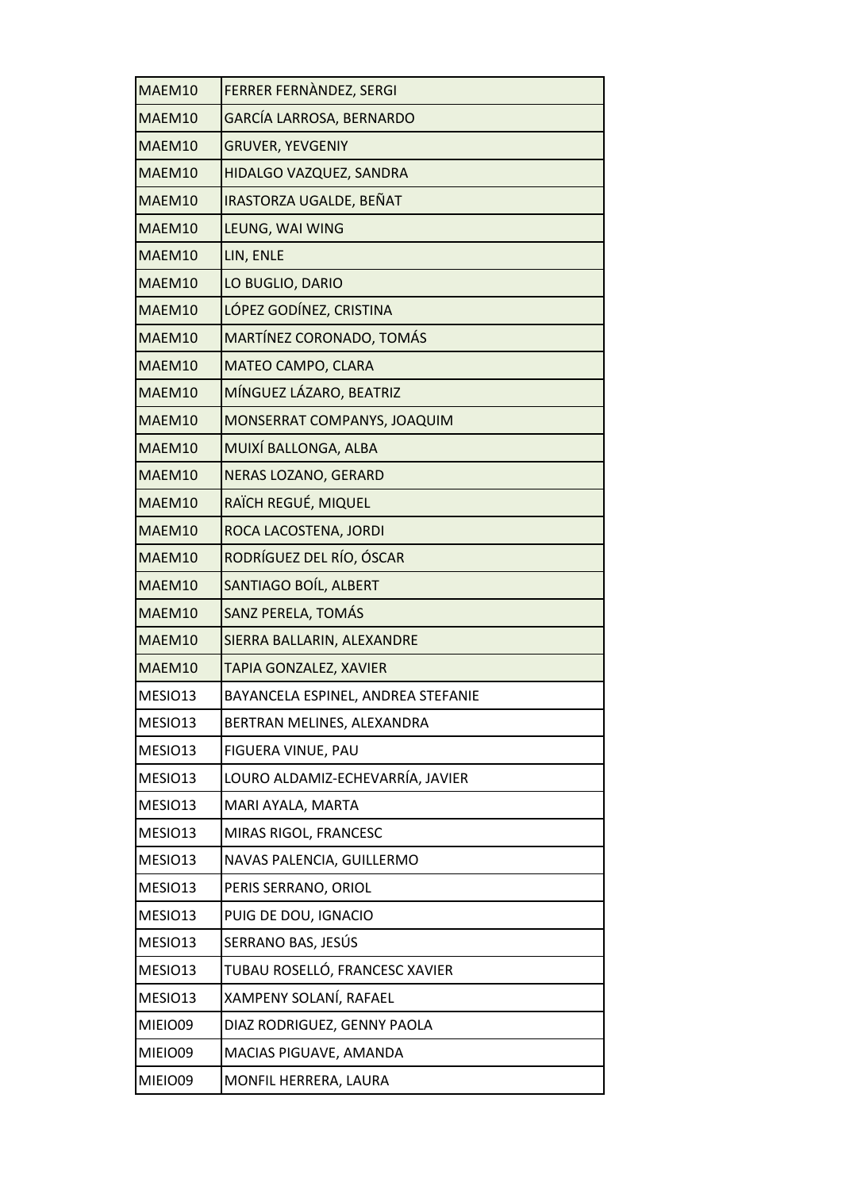| | |
|---|---|
| MAEM10 | FERRER FERNÀNDEZ, SERGI |
| MAEM10 | GARCÍA LARROSA, BERNARDO |
| MAEM10 | GRUVER, YEVGENIY |
| MAEM10 | HIDALGO VAZQUEZ, SANDRA |
| MAEM10 | IRASTORZA UGALDE, BEÑAT |
| MAEM10 | LEUNG, WAI WING |
| MAEM10 | LIN, ENLE |
| MAEM10 | LO BUGLIO, DARIO |
| MAEM10 | LÓPEZ GODÍNEZ, CRISTINA |
| MAEM10 | MARTÍNEZ CORONADO, TOMÁS |
| MAEM10 | MATEO CAMPO, CLARA |
| MAEM10 | MÍNGUEZ LÁZARO, BEATRIZ |
| MAEM10 | MONSERRAT COMPANYS, JOAQUIM |
| MAEM10 | MUIXÍ BALLONGA, ALBA |
| MAEM10 | NERAS LOZANO, GERARD |
| MAEM10 | RAÏCH REGUÉ, MIQUEL |
| MAEM10 | ROCA LACOSTENA, JORDI |
| MAEM10 | RODRÍGUEZ DEL RÍO, ÓSCAR |
| MAEM10 | SANTIAGO BOÍL, ALBERT |
| MAEM10 | SANZ PERELA, TOMÁS |
| MAEM10 | SIERRA BALLARIN, ALEXANDRE |
| MAEM10 | TAPIA GONZALEZ, XAVIER |
| MESIO13 | BAYANCELA ESPINEL, ANDREA STEFANIE |
| MESIO13 | BERTRAN MELINES, ALEXANDRA |
| MESIO13 | FIGUERA VINUE, PAU |
| MESIO13 | LOURO ALDAMIZ-ECHEVARRÍA, JAVIER |
| MESIO13 | MARI AYALA, MARTA |
| MESIO13 | MIRAS RIGOL, FRANCESC |
| MESIO13 | NAVAS PALENCIA, GUILLERMO |
| MESIO13 | PERIS SERRANO, ORIOL |
| MESIO13 | PUIG DE DOU, IGNACIO |
| MESIO13 | SERRANO BAS, JESÚS |
| MESIO13 | TUBAU ROSELLÓ, FRANCESC XAVIER |
| MESIO13 | XAMPENY SOLANÍ, RAFAEL |
| MIEIO09 | DIAZ RODRIGUEZ, GENNY PAOLA |
| MIEIO09 | MACIAS PIGUAVE, AMANDA |
| MIEIO09 | MONFIL HERRERA, LAURA |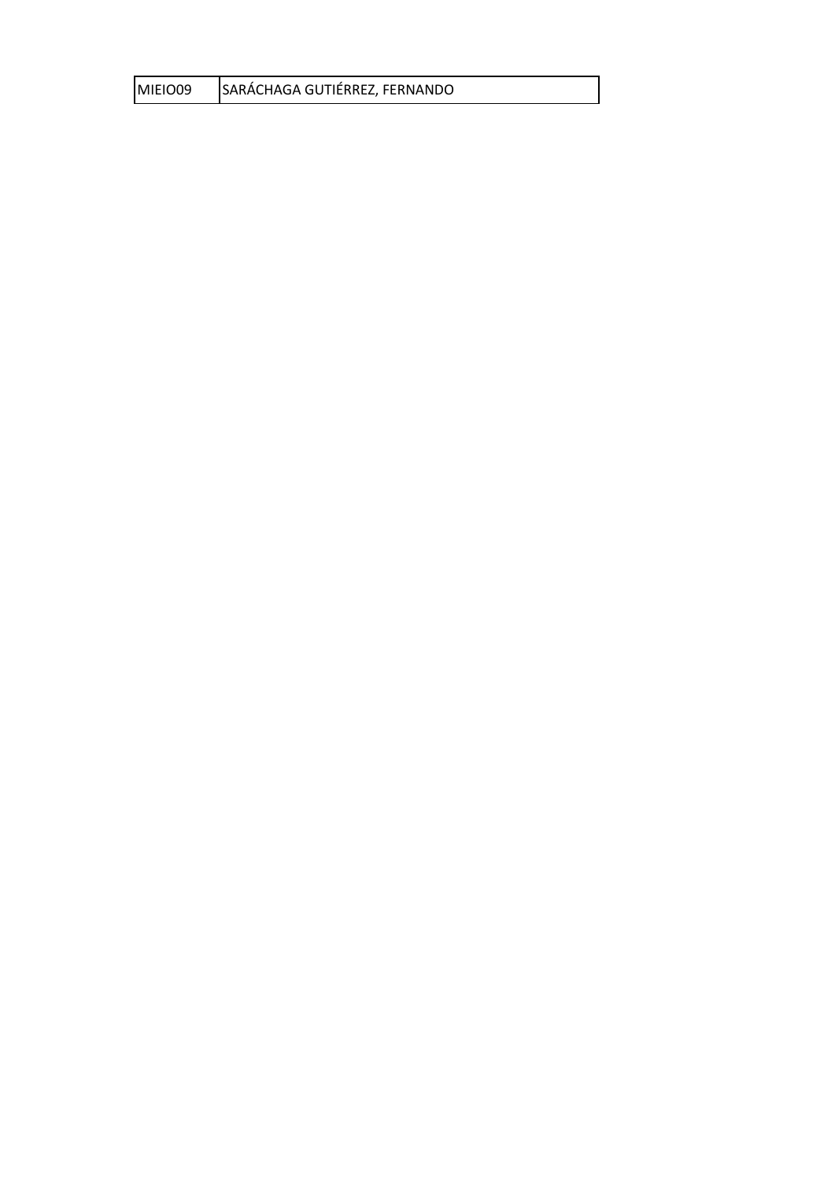| | |
|---|---|
| MIEIO09 | SARÁCHAGA GUTIÉRREZ, FERNANDO |